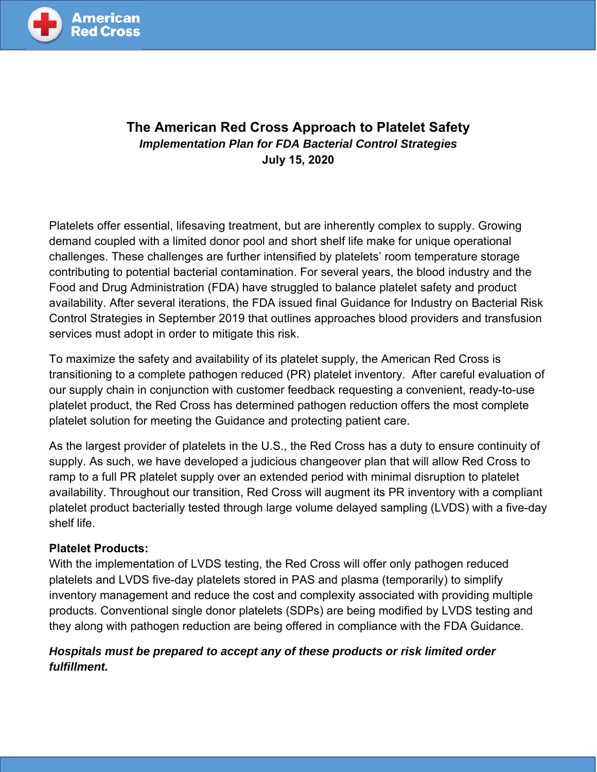# The American Red Cross Approach to Platelet Safety

***Implementation Plan for FDA Bacterial Control Strategies***

**July 15, 2020**

Platelets offer essential, lifesaving treatment, but are inherently complex to supply. Growing demand coupled with a limited donor pool and short shelf life make for unique operational challenges. These challenges are further intensified by platelets' room temperature storage contributing to potential bacterial contamination. For several years, the blood industry and the Food and Drug Administration (FDA) have struggled to balance platelet safety and product availability. After several iterations, the FDA issued final Guidance for Industry on Bacterial Risk Control Strategies in September 2019 that outlines approaches blood providers and transfusion services must adopt in order to mitigate this risk.

To maximize the safety and availability of its platelet supply, the American Red Cross is transitioning to a complete pathogen reduced (PR) platelet inventory. After careful evaluation of our supply chain in conjunction with customer feedback requesting a convenient, ready-to-use platelet product, the Red Cross has determined pathogen reduction offers the most complete platelet solution for meeting the Guidance and protecting patient care.

As the largest provider of platelets in the U.S., the Red Cross has a duty to ensure continuity of supply. As such, we have developed a judicious changeover plan that will allow Red Cross to ramp to a full PR platelet supply over an extended period with minimal disruption to platelet availability. Throughout our transition, Red Cross will augment its PR inventory with a compliant platelet product bacterially tested through large volume delayed sampling (LVDS) with a five-day shelf life.

**Platelet Products:**

With the implementation of LVDS testing, the Red Cross will offer only pathogen reduced platelets and LVDS five-day platelets stored in PAS and plasma (temporarily) to simplify inventory management and reduce the cost and complexity associated with providing multiple products. Conventional single donor platelets (SDPs) are being modified by LVDS testing and they along with pathogen reduction are being offered in compliance with the FDA Guidance.

***Hospitals must be prepared to accept any of these products or risk limited order fulfillment.***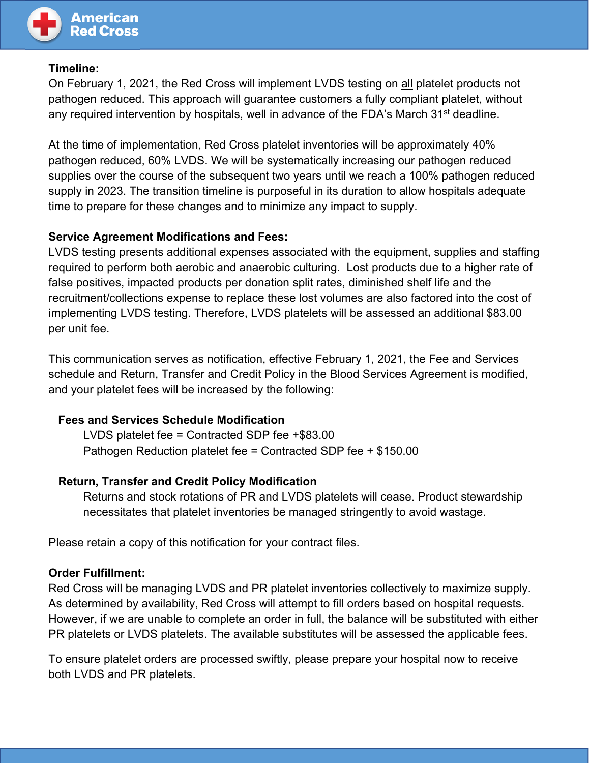**Timeline:**

On February 1, 2021, the Red Cross will implement LVDS testing on all platelet products not pathogen reduced. This approach will guarantee customers a fully compliant platelet, without any required intervention by hospitals, well in advance of the FDA's March 31st deadline.

At the time of implementation, Red Cross platelet inventories will be approximately 40% pathogen reduced, 60% LVDS. We will be systematically increasing our pathogen reduced supplies over the course of the subsequent two years until we reach a 100% pathogen reduced supply in 2023. The transition timeline is purposeful in its duration to allow hospitals adequate time to prepare for these changes and to minimize any impact to supply.

**Service Agreement Modifications and Fees:**

LVDS testing presents additional expenses associated with the equipment, supplies and staffing required to perform both aerobic and anaerobic culturing. Lost products due to a higher rate of false positives, impacted products per donation split rates, diminished shelf life and the recruitment/collections expense to replace these lost volumes are also factored into the cost of implementing LVDS testing. Therefore, LVDS platelets will be assessed an additional $83.00 per unit fee.

This communication serves as notification, effective February 1, 2021, the Fee and Services schedule and Return, Transfer and Credit Policy in the Blood Services Agreement is modified, and your platelet fees will be increased by the following:

**Fees and Services Schedule Modification**

LVDS platelet fee = Contracted SDP fee +$83.00
Pathogen Reduction platelet fee = Contracted SDP fee + $150.00

**Return, Transfer and Credit Policy Modification**

Returns and stock rotations of PR and LVDS platelets will cease. Product stewardship necessitates that platelet inventories be managed stringently to avoid wastage.

Please retain a copy of this notification for your contract files.

**Order Fulfillment:**

Red Cross will be managing LVDS and PR platelet inventories collectively to maximize supply. As determined by availability, Red Cross will attempt to fill orders based on hospital requests. However, if we are unable to complete an order in full, the balance will be substituted with either PR platelets or LVDS platelets. The available substitutes will be assessed the applicable fees.

To ensure platelet orders are processed swiftly, please prepare your hospital now to receive both LVDS and PR platelets.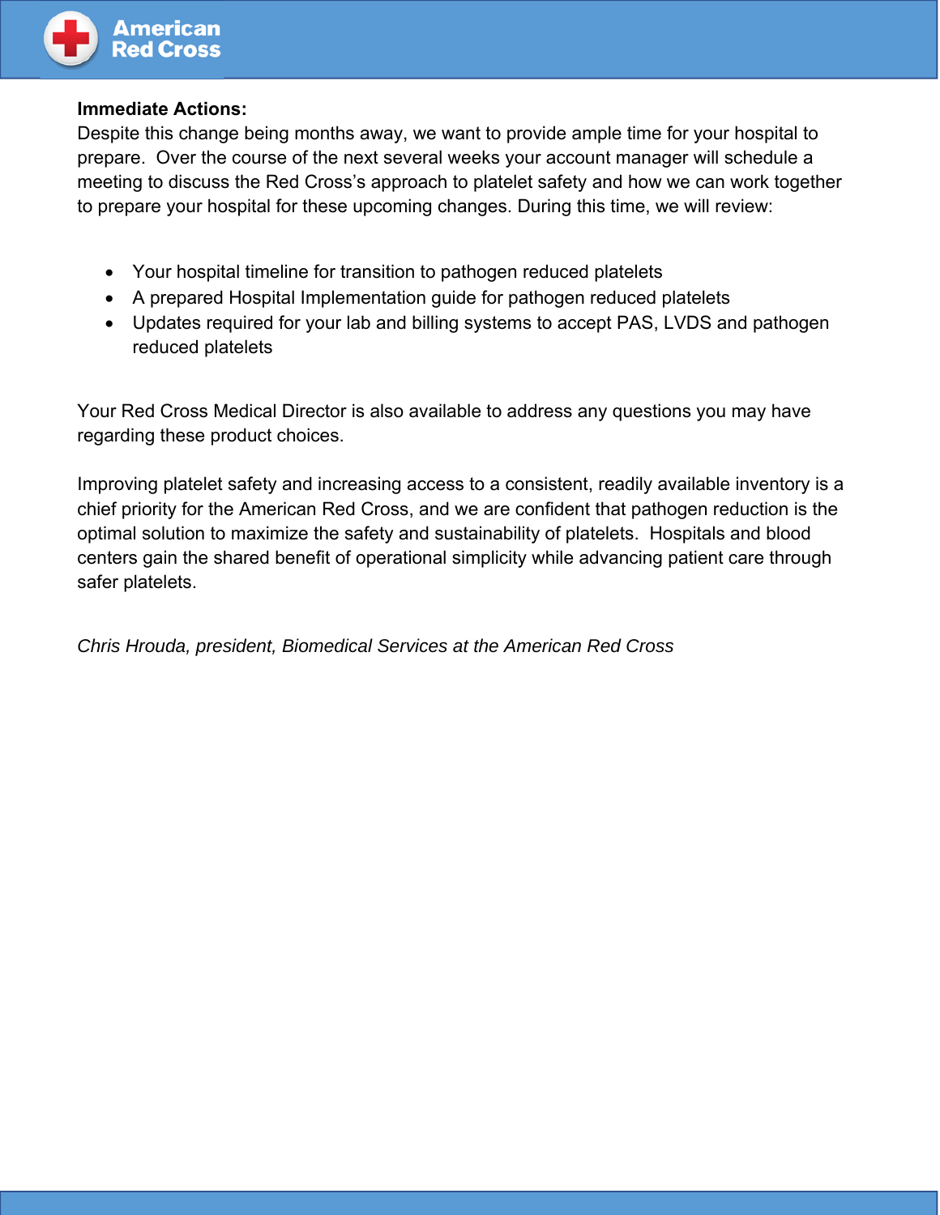**Immediate Actions:**

Despite this change being months away, we want to provide ample time for your hospital to prepare. Over the course of the next several weeks your account manager will schedule a meeting to discuss the Red Cross's approach to platelet safety and how we can work together to prepare your hospital for these upcoming changes. During this time, we will review:

- Your hospital timeline for transition to pathogen reduced platelets
- A prepared Hospital Implementation guide for pathogen reduced platelets
- Updates required for your lab and billing systems to accept PAS, LVDS and pathogen reduced platelets

Your Red Cross Medical Director is also available to address any questions you may have regarding these product choices.

Improving platelet safety and increasing access to a consistent, readily available inventory is a chief priority for the American Red Cross, and we are confident that pathogen reduction is the optimal solution to maximize the safety and sustainability of platelets. Hospitals and blood centers gain the shared benefit of operational simplicity while advancing patient care through safer platelets.

*Chris Hrouda, president, Biomedical Services at the American Red Cross*